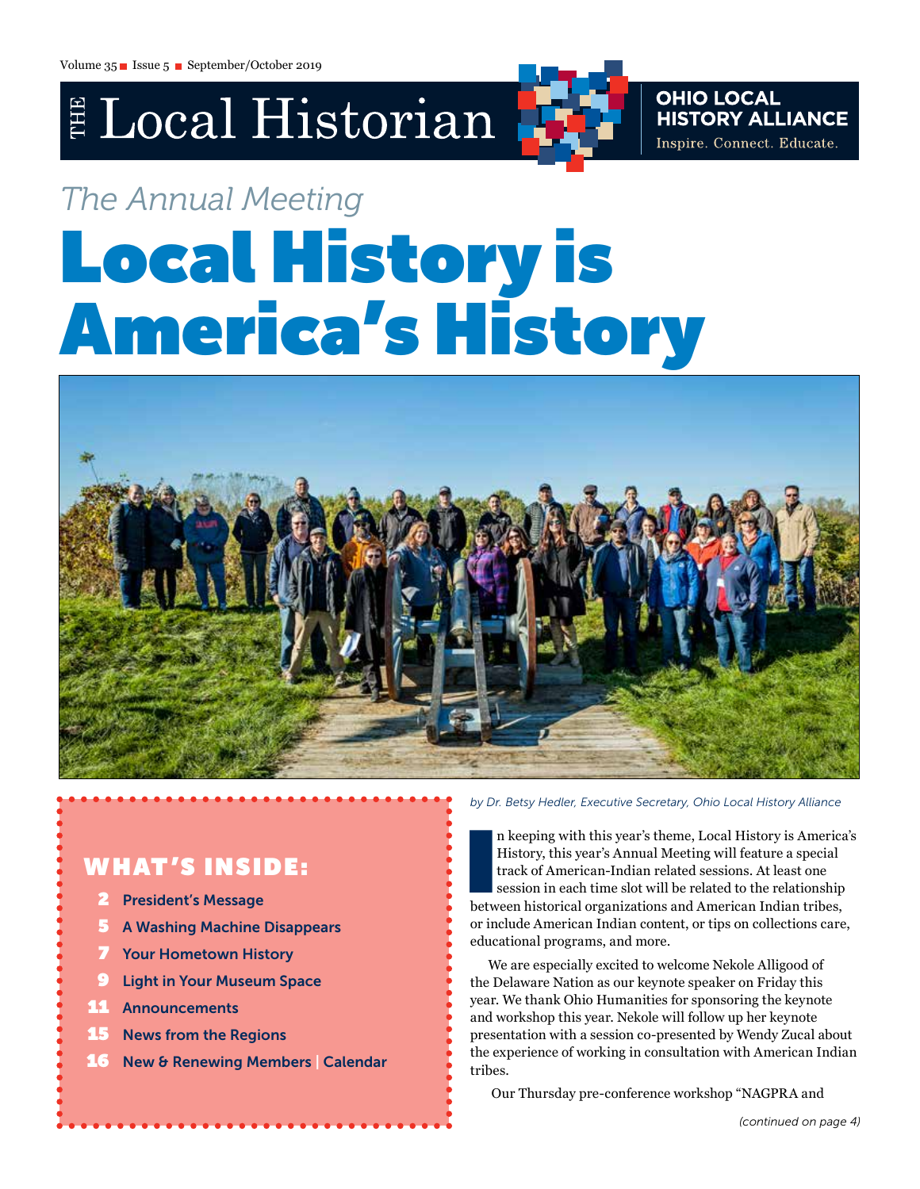# The Local Historian

**OHIO LOCAL HISTORY ALLIANCE**
Inspire. Connect. Educate.

*The Annual Meeting*

# Local History is America's History

## WHAT'S INSIDE:

- 2 President's Message
- 5 A Washing Machine Disappears
- 7 Your Hometown History
- 9 Light in Your Museum Space
- 11 Announcements
- 15 News from the Regions
- 16 New & Renewing Members | Calendar

*by Dr. Betsy Hedler, Executive Secretary, Ohio Local History Alliance*

In keeping with this year's theme, Local History is America's History, this year's Annual Meeting will feature a special track of American-Indian related sessions. At least one session in each time slot will be related to the relationship between historical organizations and American Indian tribes, or include American Indian content, or tips on collections care, educational programs, and more.

We are especially excited to welcome Nekole Alligood of the Delaware Nation as our keynote speaker on Friday this year. We thank Ohio Humanities for sponsoring the keynote and workshop this year. Nekole will follow up her keynote presentation with a session co-presented by Wendy Zucal about the experience of working in consultation with American Indian tribes.

Our Thursday pre-conference workshop "NAGPRA and

*(continued on page 4)*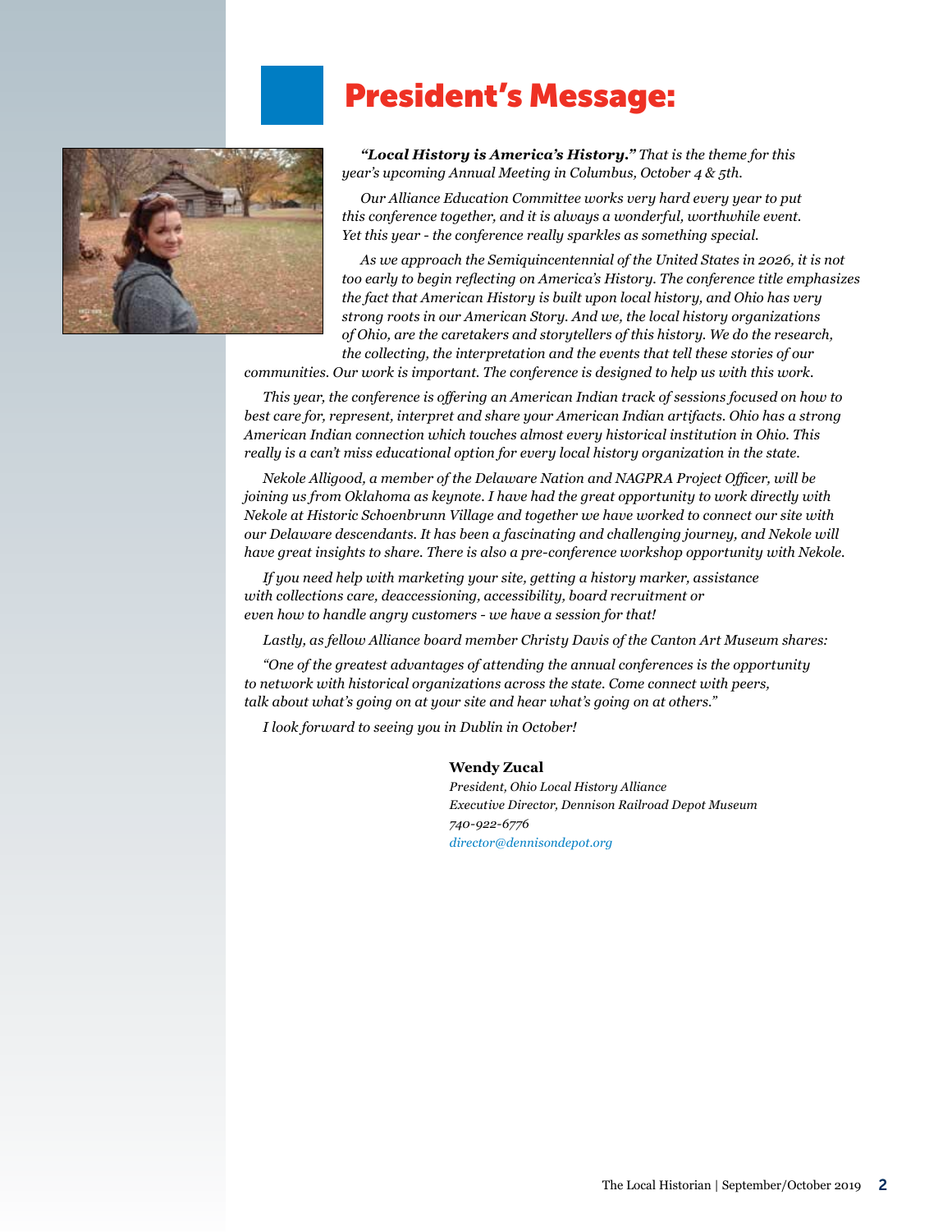# President's Message:

***"Local History is America's History."*** *That is the theme for this year's upcoming Annual Meeting in Columbus, October 4 & 5th.*

*Our Alliance Education Committee works very hard every year to put this conference together, and it is always a wonderful, worthwhile event. Yet this year - the conference really sparkles as something special.*

*As we approach the Semiquincentennial of the United States in 2026, it is not too early to begin reflecting on America's History. The conference title emphasizes the fact that American History is built upon local history, and Ohio has very strong roots in our American Story. And we, the local history organizations of Ohio, are the caretakers and storytellers of this history. We do the research, the collecting, the interpretation and the events that tell these stories of our communities. Our work is important. The conference is designed to help us with this work.*

*This year, the conference is offering an American Indian track of sessions focused on how to best care for, represent, interpret and share your American Indian artifacts. Ohio has a strong American Indian connection which touches almost every historical institution in Ohio. This really is a can't miss educational option for every local history organization in the state.*

*Nekole Alligood, a member of the Delaware Nation and NAGPRA Project Officer, will be joining us from Oklahoma as keynote. I have had the great opportunity to work directly with Nekole at Historic Schoenbrunn Village and together we have worked to connect our site with our Delaware descendants. It has been a fascinating and challenging journey, and Nekole will have great insights to share. There is also a pre-conference workshop opportunity with Nekole.*

*If you need help with marketing your site, getting a history marker, assistance with collections care, deaccessioning, accessibility, board recruitment or even how to handle angry customers - we have a session for that!*

*Lastly, as fellow Alliance board member Christy Davis of the Canton Art Museum shares:*

*"One of the greatest advantages of attending the annual conferences is the opportunity to network with historical organizations across the state. Come connect with peers, talk about what's going on at your site and hear what's going on at others."*

*I look forward to seeing you in Dublin in October!*

**Wendy Zucal**
*President, Ohio Local History Alliance*
*Executive Director, Dennison Railroad Depot Museum*
*740-922-6776*
*director@dennisondepot.org*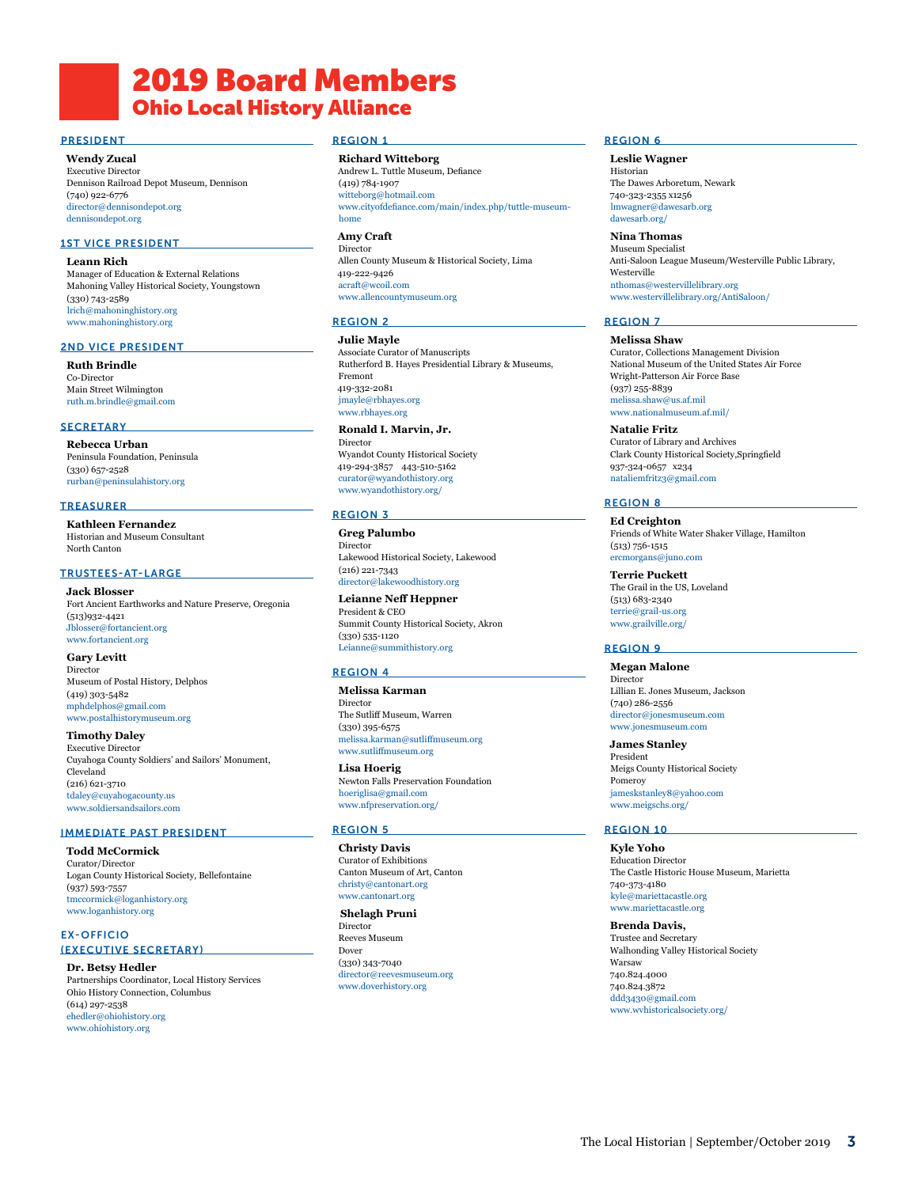# 2019 Board Members
## Ohio Local History Alliance

### PRESIDENT

**Wendy Zucal**
Executive Director
Dennison Railroad Depot Museum, Dennison
(740) 922-6776
director@dennisondepot.org
dennisondepot.org

### 1ST VICE PRESIDENT

**Leann Rich**
Manager of Education & External Relations
Mahoning Valley Historical Society, Youngstown
(330) 743-2589
lrich@mahoninghistory.org
www.mahoninghistory.org

### 2ND VICE PRESIDENT

**Ruth Brindle**
Co-Director
Main Street Wilmington
ruth.m.brindle@gmail.com

### SECRETARY

**Rebecca Urban**
Peninsula Foundation, Peninsula
(330) 657-2528
rurban@peninsulahistory.org

### TREASURER

**Kathleen Fernandez**
Historian and Museum Consultant
North Canton

### TRUSTEES-AT-LARGE

**Jack Blosser**
Fort Ancient Earthworks and Nature Preserve, Oregonia
(513)932-4421
Jblosser@fortancient.org
www.fortancient.org

**Gary Levitt**
Director
Museum of Postal History, Delphos
(419) 303-5482
mphdelphos@gmail.com
www.postalhistorymuseum.org

**Timothy Daley**
Executive Director
Cuyahoga County Soldiers' and Sailors' Monument, Cleveland
(216) 621-3710
tdaley@cuyahogacounty.us
www.soldiersandsailors.com

### IMMEDIATE PAST PRESIDENT

**Todd McCormick**
Curator/Director
Logan County Historical Society, Bellefontaine
(937) 593-7557
tmccormick@loganhistory.org
www.loganhistory.org

### EX-OFFICIO (EXECUTIVE SECRETARY)

**Dr. Betsy Hedler**
Partnerships Coordinator, Local History Services
Ohio History Connection, Columbus
(614) 297-2538
ehedler@ohiohistory.org
www.ohiohistory.org

### REGION 1

**Richard Witteborg**
Andrew L. Tuttle Museum, Defiance
(419) 784-1907
witteborg@hotmail.com
www.cityofdefiance.com/main/index.php/tuttle-museum-home

**Amy Craft**
Director
Allen County Museum & Historical Society, Lima
419-222-9426
acraft@wcoil.com
www.allencountymuseum.org

### REGION 2

**Julie Mayle**
Associate Curator of Manuscripts
Rutherford B. Hayes Presidential Library & Museums, Fremont
419-332-2081
jmayle@rbhayes.org
www.rbhayes.org

**Ronald I. Marvin, Jr.**
Director
Wyandot County Historical Society
419-294-3857 443-510-5162
curator@wyandothistory.org
www.wyandothistory.org/

### REGION 3

**Greg Palumbo**
Director
Lakewood Historical Society, Lakewood
(216) 221-7343
director@lakewoodhistory.org

**Leianne Neff Heppner**
President & CEO
Summit County Historical Society, Akron
(330) 535-1120
Leianne@summithistory.org

### REGION 4

**Melissa Karman**
Director
The Sutliff Museum, Warren
(330) 395-6575
melissa.karman@sutliffmuseum.org
www.sutliffmuseum.org

**Lisa Hoerig**
Newton Falls Preservation Foundation
hoeriglisa@gmail.com
www.nfpreservation.org/

### REGION 5

**Christy Davis**
Curator of Exhibitions
Canton Museum of Art, Canton
christy@cantonart.org
www.cantonart.org

**Shelagh Pruni**
Director
Reeves Museum
Dover
(330) 343-7040
director@reevesmuseum.org
www.doverhistory.org

### REGION 6

**Leslie Wagner**
Historian
The Dawes Arboretum, Newark
740-323-2355 x1256
lmwagner@dawesarb.org
dawesarb.org/

**Nina Thomas**
Museum Specialist
Anti-Saloon League Museum/Westerville Public Library, Westerville
nthomas@westervillelibrary.org
www.westervillelibrary.org/AntiSaloon/

### REGION 7

**Melissa Shaw**
Curator, Collections Management Division
National Museum of the United States Air Force
Wright-Patterson Air Force Base
(937) 255-8839
melissa.shaw@us.af.mil
www.nationalmuseum.af.mil/

**Natalie Fritz**
Curator of Library and Archives
Clark County Historical Society,Springfield
937-324-0657 x234
nataliemfritz3@gmail.com

### REGION 8

**Ed Creighton**
Friends of White Water Shaker Village, Hamilton
(513) 756-1515
ercmorgans@juno.com

**Terrie Puckett**
The Grail in the US, Loveland
(513) 683-2340
terrie@grail-us.org
www.grailville.org/

### REGION 9

**Megan Malone**
Director
Lillian E. Jones Museum, Jackson
(740) 286-2556
director@jonesmuseum.com
www.jonesmuseum.com

**James Stanley**
President
Meigs County Historical Society
Pomeroy
jameskstanley8@yahoo.com
www.meigschs.org/

### REGION 10

**Kyle Yoho**
Education Director
The Castle Historic House Museum, Marietta
740-373-4180
kyle@mariettacastle.org
www.mariettacastle.org

**Brenda Davis,**
Trustee and Secretary
Walhonding Valley Historical Society
Warsaw
740.824.4000
740.824.3872
ddd3430@gmail.com
www.wvhistoricalsociety.org/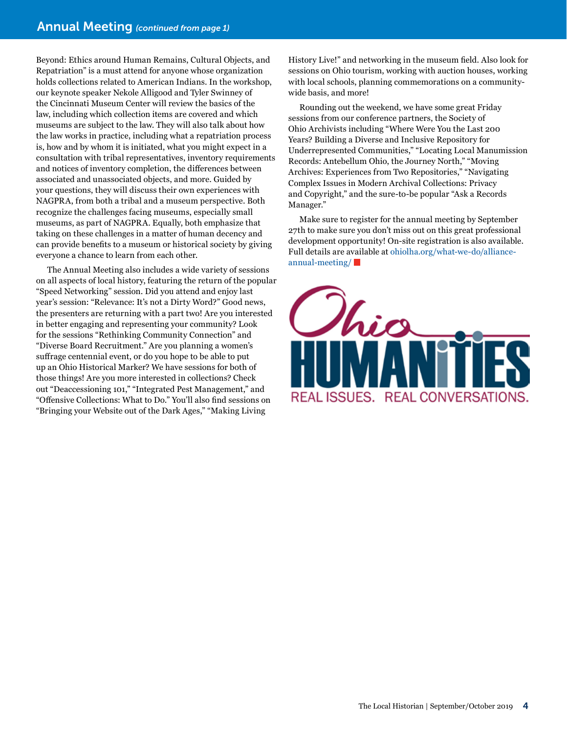## Annual Meeting *(continued from page 1)*

Beyond: Ethics around Human Remains, Cultural Objects, and Repatriation" is a must attend for anyone whose organization holds collections related to American Indians. In the workshop, our keynote speaker Nekole Alligood and Tyler Swinney of the Cincinnati Museum Center will review the basics of the law, including which collection items are covered and which museums are subject to the law. They will also talk about how the law works in practice, including what a repatriation process is, how and by whom it is initiated, what you might expect in a consultation with tribal representatives, inventory requirements and notices of inventory completion, the differences between associated and unassociated objects, and more. Guided by your questions, they will discuss their own experiences with NAGPRA, from both a tribal and a museum perspective. Both recognize the challenges facing museums, especially small museums, as part of NAGPRA. Equally, both emphasize that taking on these challenges in a matter of human decency and can provide benefits to a museum or historical society by giving everyone a chance to learn from each other.

The Annual Meeting also includes a wide variety of sessions on all aspects of local history, featuring the return of the popular "Speed Networking" session. Did you attend and enjoy last year's session: "Relevance: It's not a Dirty Word?" Good news, the presenters are returning with a part two! Are you interested in better engaging and representing your community? Look for the sessions "Rethinking Community Connection" and "Diverse Board Recruitment." Are you planning a women's suffrage centennial event, or do you hope to be able to put up an Ohio Historical Marker? We have sessions for both of those things! Are you more interested in collections? Check out "Deaccessioning 101," "Integrated Pest Management," and "Offensive Collections: What to Do." You'll also find sessions on "Bringing your Website out of the Dark Ages," "Making Living History Live!" and networking in the museum field. Also look for sessions on Ohio tourism, working with auction houses, working with local schools, planning commemorations on a community-wide basis, and more!

Rounding out the weekend, we have some great Friday sessions from our conference partners, the Society of Ohio Archivists including "Where Were You the Last 200 Years? Building a Diverse and Inclusive Repository for Underrepresented Communities," "Locating Local Manumission Records: Antebellum Ohio, the Journey North," "Moving Archives: Experiences from Two Repositories," "Navigating Complex Issues in Modern Archival Collections: Privacy and Copyright," and the sure-to-be popular "Ask a Records Manager."

Make sure to register for the annual meeting by September 27th to make sure you don't miss out on this great professional development opportunity! On-site registration is also available. Full details are available at ohiolha.org/what-we-do/alliance-annual-meeting/

Ohio HUMANITIES
REAL ISSUES. REAL CONVERSATIONS.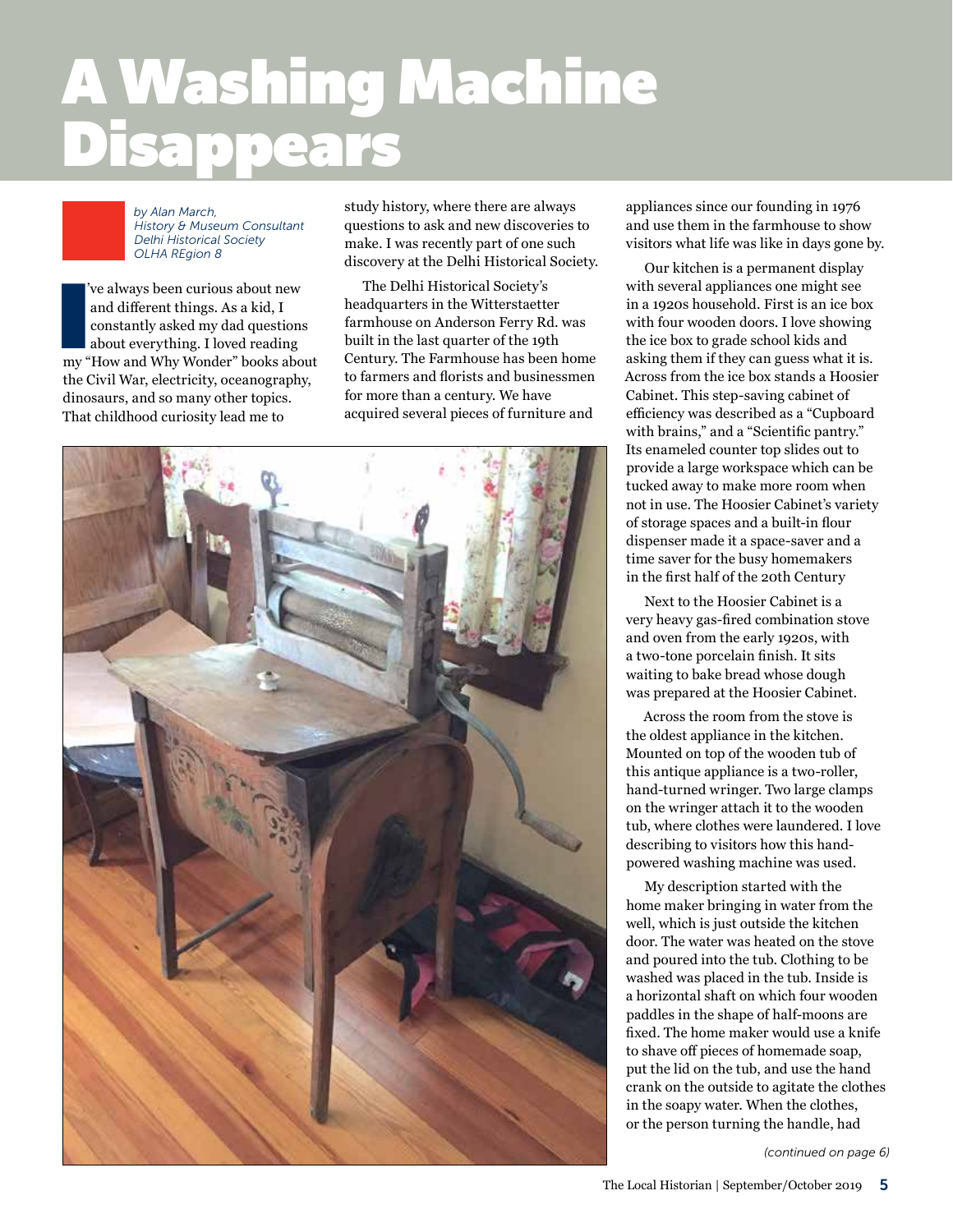# A Washing Machine Disappears

*by Alan March,*
*History & Museum Consultant*
*Delhi Historical Society*
*OLHA REgion 8*

I've always been curious about new and different things. As a kid, I constantly asked my dad questions about everything. I loved reading my "How and Why Wonder" books about the Civil War, electricity, oceanography, dinosaurs, and so many other topics. That childhood curiosity lead me to study history, where there are always questions to ask and new discoveries to make. I was recently part of one such discovery at the Delhi Historical Society.

The Delhi Historical Society's headquarters in the Witterstaetter farmhouse on Anderson Ferry Rd. was built in the last quarter of the 19th Century. The Farmhouse has been home to farmers and florists and businessmen for more than a century. We have acquired several pieces of furniture and appliances since our founding in 1976 and use them in the farmhouse to show visitors what life was like in days gone by.

Our kitchen is a permanent display with several appliances one might see in a 1920s household. First is an ice box with four wooden doors. I love showing the ice box to grade school kids and asking them if they can guess what it is. Across from the ice box stands a Hoosier Cabinet. This step-saving cabinet of efficiency was described as a "Cupboard with brains," and a "Scientific pantry." Its enameled counter top slides out to provide a large workspace which can be tucked away to make more room when not in use. The Hoosier Cabinet's variety of storage spaces and a built-in flour dispenser made it a space-saver and a time saver for the busy homemakers in the first half of the 20th Century

Next to the Hoosier Cabinet is a very heavy gas-fired combination stove and oven from the early 1920s, with a two-tone porcelain finish. It sits waiting to bake bread whose dough was prepared at the Hoosier Cabinet.

Across the room from the stove is the oldest appliance in the kitchen. Mounted on top of the wooden tub of this antique appliance is a two-roller, hand-turned wringer. Two large clamps on the wringer attach it to the wooden tub, where clothes were laundered. I love describing to visitors how this hand-powered washing machine was used.

My description started with the home maker bringing in water from the well, which is just outside the kitchen door. The water was heated on the stove and poured into the tub. Clothing to be washed was placed in the tub. Inside is a horizontal shaft on which four wooden paddles in the shape of half-moons are fixed. The home maker would use a knife to shave off pieces of homemade soap, put the lid on the tub, and use the hand crank on the outside to agitate the clothes in the soapy water. When the clothes, or the person turning the handle, had

*(continued on page 6)*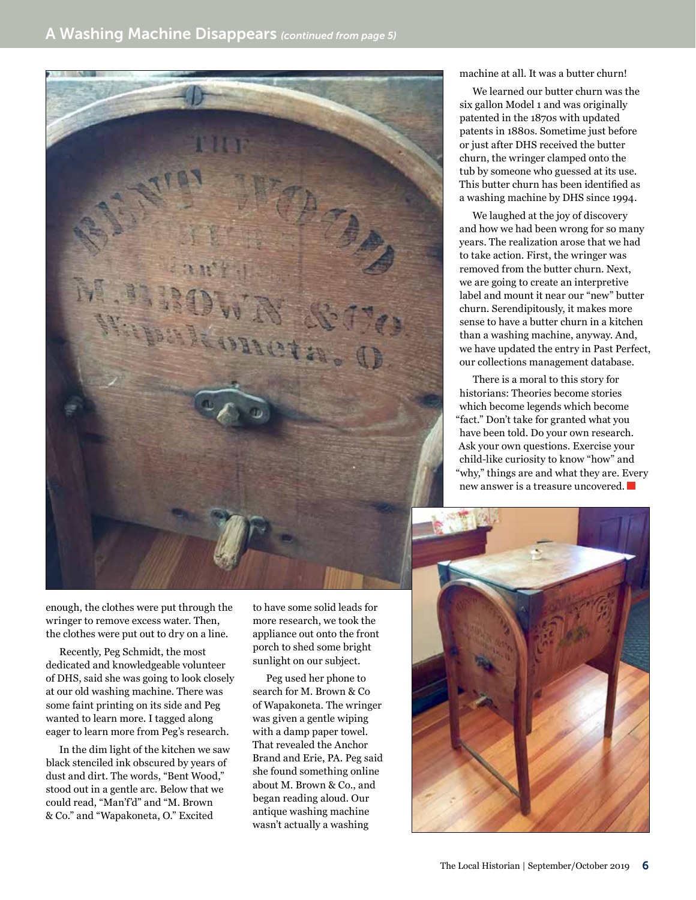## A Washing Machine Disappears *(continued from page 5)*

enough, the clothes were put through the wringer to remove excess water. Then, the clothes were put out to dry on a line.

Recently, Peg Schmidt, the most dedicated and knowledgeable volunteer of DHS, said she was going to look closely at our old washing machine. There was some faint printing on its side and Peg wanted to learn more. I tagged along eager to learn more from Peg's research.

In the dim light of the kitchen we saw black stenciled ink obscured by years of dust and dirt. The words, "Bent Wood," stood out in a gentle arc. Below that we could read, "Man'f'd" and "M. Brown & Co." and "Wapakoneta, O." Excited to have some solid leads for more research, we took the appliance out onto the front porch to shed some bright sunlight on our subject.

Peg used her phone to search for M. Brown & Co of Wapakoneta. The wringer was given a gentle wiping with a damp paper towel. That revealed the Anchor Brand and Erie, PA. Peg said she found something online about M. Brown & Co., and began reading aloud. Our antique washing machine wasn't actually a washing machine at all. It was a butter churn!

We learned our butter churn was the six gallon Model 1 and was originally patented in the 1870s with updated patents in 1880s. Sometime just before or just after DHS received the butter churn, the wringer clamped onto the tub by someone who guessed at its use. This butter churn has been identified as a washing machine by DHS since 1994.

We laughed at the joy of discovery and how we had been wrong for so many years. The realization arose that we had to take action. First, the wringer was removed from the butter churn. Next, we are going to create an interpretive label and mount it near our "new" butter churn. Serendipitously, it makes more sense to have a butter churn in a kitchen than a washing machine, anyway. And, we have updated the entry in Past Perfect, our collections management database.

There is a moral to this story for historians: Theories become stories which become legends which become "fact." Don't take for granted what you have been told. Do your own research. Ask your own questions. Exercise your child-like curiosity to know "how" and "why," things are and what they are. Every new answer is a treasure uncovered. ■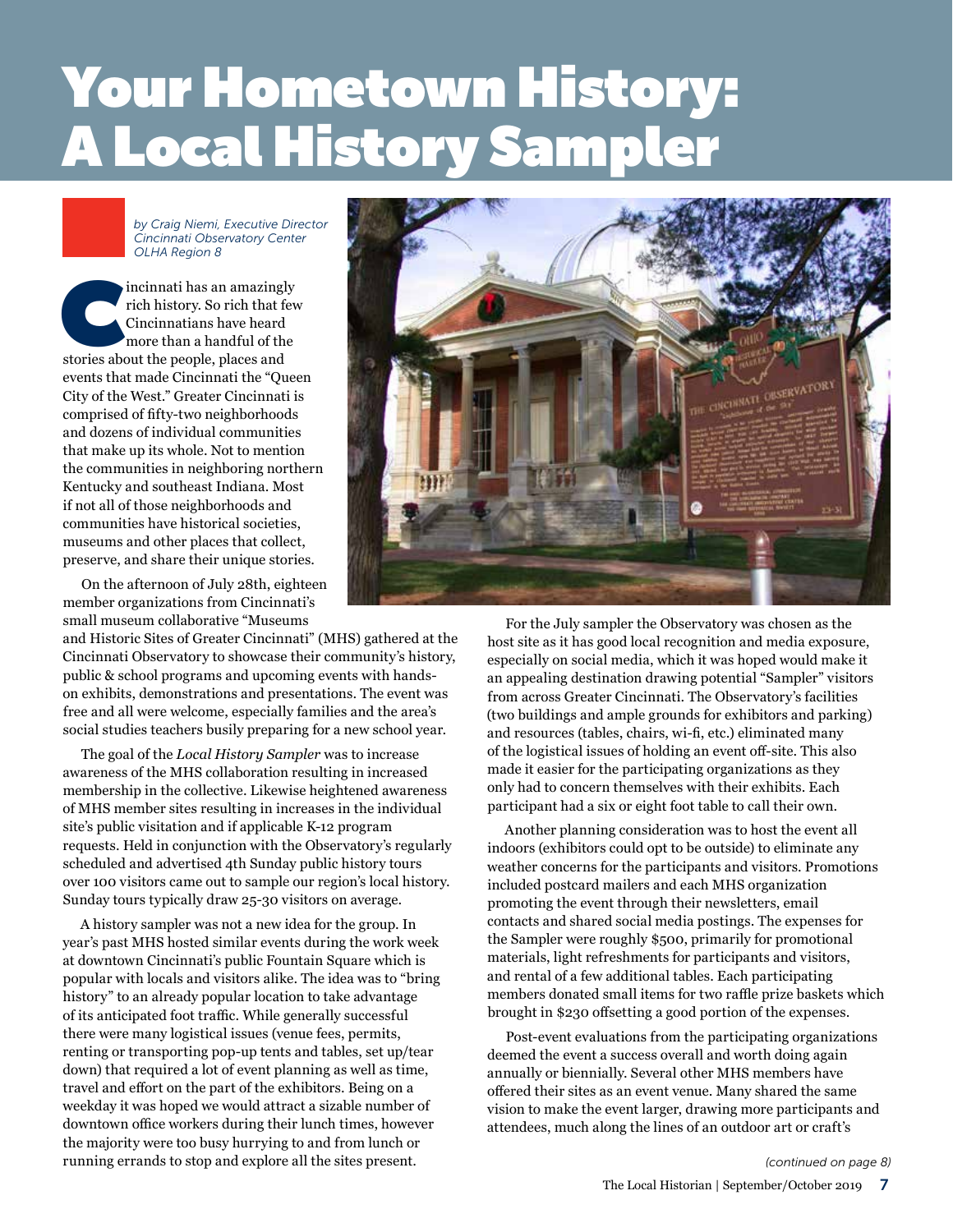# Your Hometown History: A Local History Sampler

*by Craig Niemi, Executive Director*
*Cincinnati Observatory Center*
*OLHA Region 8*

Cincinnati has an amazingly rich history. So rich that few Cincinnatians have heard more than a handful of the stories about the people, places and events that made Cincinnati the "Queen City of the West." Greater Cincinnati is comprised of fifty-two neighborhoods and dozens of individual communities that make up its whole. Not to mention the communities in neighboring northern Kentucky and southeast Indiana. Most if not all of those neighborhoods and communities have historical societies, museums and other places that collect, preserve, and share their unique stories.

On the afternoon of July 28th, eighteen member organizations from Cincinnati's small museum collaborative "Museums and Historic Sites of Greater Cincinnati" (MHS) gathered at the Cincinnati Observatory to showcase their community's history, public & school programs and upcoming events with hands-on exhibits, demonstrations and presentations. The event was free and all were welcome, especially families and the area's social studies teachers busily preparing for a new school year.

The goal of the *Local History Sampler* was to increase awareness of the MHS collaboration resulting in increased membership in the collective. Likewise heightened awareness of MHS member sites resulting in increases in the individual site's public visitation and if applicable K-12 program requests. Held in conjunction with the Observatory's regularly scheduled and advertised 4th Sunday public history tours over 100 visitors came out to sample our region's local history. Sunday tours typically draw 25-30 visitors on average.

A history sampler was not a new idea for the group. In year's past MHS hosted similar events during the work week at downtown Cincinnati's public Fountain Square which is popular with locals and visitors alike. The idea was to "bring history" to an already popular location to take advantage of its anticipated foot traffic. While generally successful there were many logistical issues (venue fees, permits, renting or transporting pop-up tents and tables, set up/tear down) that required a lot of event planning as well as time, travel and effort on the part of the exhibitors. Being on a weekday it was hoped we would attract a sizable number of downtown office workers during their lunch times, however the majority were too busy hurrying to and from lunch or running errands to stop and explore all the sites present.

For the July sampler the Observatory was chosen as the host site as it has good local recognition and media exposure, especially on social media, which it was hoped would make it an appealing destination drawing potential "Sampler" visitors from across Greater Cincinnati. The Observatory's facilities (two buildings and ample grounds for exhibitors and parking) and resources (tables, chairs, wi-fi, etc.) eliminated many of the logistical issues of holding an event off-site. This also made it easier for the participating organizations as they only had to concern themselves with their exhibits. Each participant had a six or eight foot table to call their own.

Another planning consideration was to host the event all indoors (exhibitors could opt to be outside) to eliminate any weather concerns for the participants and visitors. Promotions included postcard mailers and each MHS organization promoting the event through their newsletters, email contacts and shared social media postings. The expenses for the Sampler were roughly $500, primarily for promotional materials, light refreshments for participants and visitors, and rental of a few additional tables. Each participating members donated small items for two raffle prize baskets which brought in $230 offsetting a good portion of the expenses.

Post-event evaluations from the participating organizations deemed the event a success overall and worth doing again annually or biennially. Several other MHS members have offered their sites as an event venue. Many shared the same vision to make the event larger, drawing more participants and attendees, much along the lines of an outdoor art or craft's

*(continued on page 8)*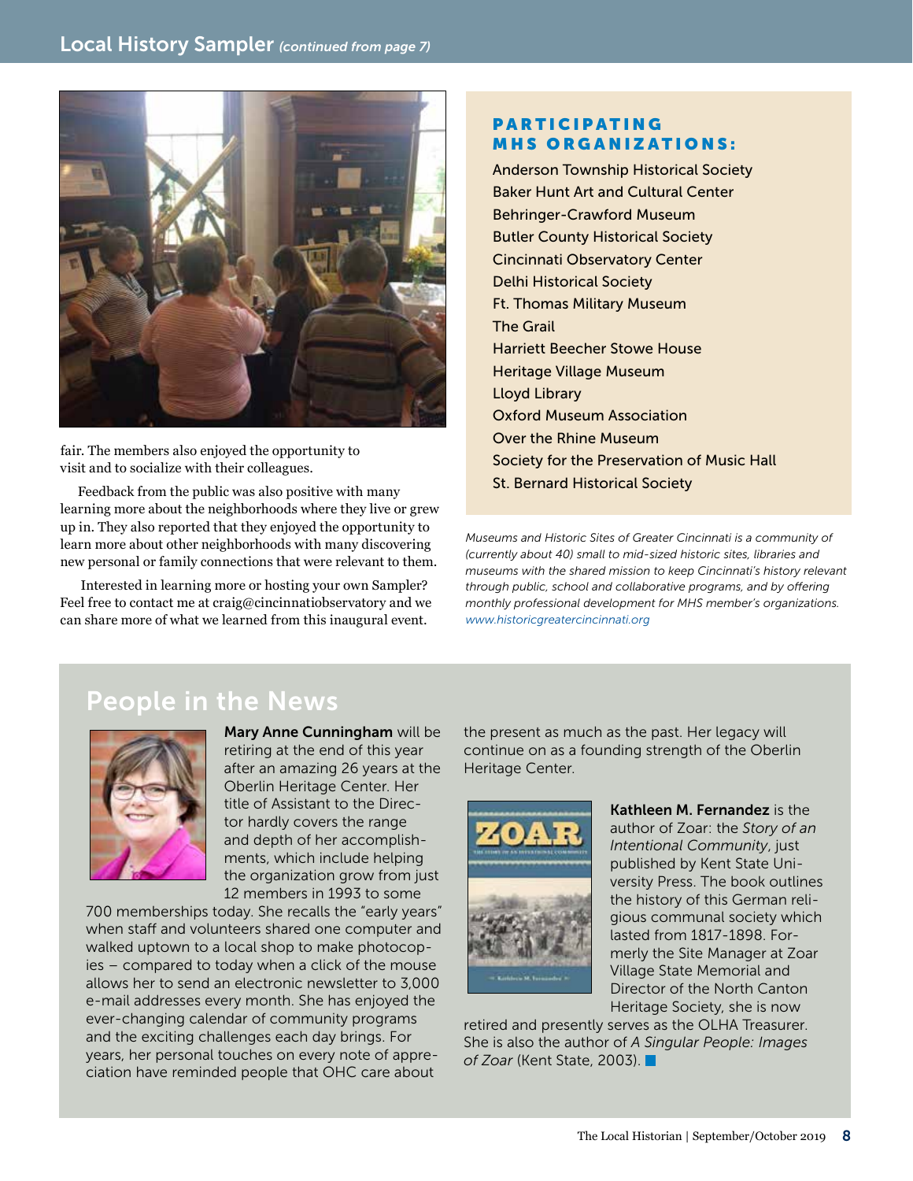## Local History Sampler *(continued from page 7)*

fair. The members also enjoyed the opportunity to visit and to socialize with their colleagues.

Feedback from the public was also positive with many learning more about the neighborhoods where they live or grew up in. They also reported that they enjoyed the opportunity to learn more about other neighborhoods with many discovering new personal or family connections that were relevant to them.

Interested in learning more or hosting your own Sampler? Feel free to contact me at craig@cincinnatiobservatory and we can share more of what we learned from this inaugural event.

### PARTICIPATING MHS ORGANIZATIONS:

- Anderson Township Historical Society
- Baker Hunt Art and Cultural Center
- Behringer-Crawford Museum
- Butler County Historical Society
- Cincinnati Observatory Center
- Delhi Historical Society
- Ft. Thomas Military Museum
- The Grail
- Harriett Beecher Stowe House
- Heritage Village Museum
- Lloyd Library
- Oxford Museum Association
- Over the Rhine Museum
- Society for the Preservation of Music Hall
- St. Bernard Historical Society

*Museums and Historic Sites of Greater Cincinnati is a community of (currently about 40) small to mid-sized historic sites, libraries and museums with the shared mission to keep Cincinnati's history relevant through public, school and collaborative programs, and by offering monthly professional development for MHS member's organizations. www.historicgreatercincinnati.org*

## People in the News

**Mary Anne Cunningham** will be retiring at the end of this year after an amazing 26 years at the Oberlin Heritage Center. Her title of Assistant to the Director hardly covers the range and depth of her accomplishments, which include helping the organization grow from just 12 members in 1993 to some 700 memberships today. She recalls the "early years" when staff and volunteers shared one computer and walked uptown to a local shop to make photocopies – compared to today when a click of the mouse allows her to send an electronic newsletter to 3,000 e-mail addresses every month. She has enjoyed the ever-changing calendar of community programs and the exciting challenges each day brings. For years, her personal touches on every note of appreciation have reminded people that OHC care about the present as much as the past. Her legacy will continue on as a founding strength of the Oberlin Heritage Center.

**Kathleen M. Fernandez** is the author of Zoar: the *Story of an Intentional Community*, just published by Kent State University Press. The book outlines the history of this German religious communal society which lasted from 1817-1898. Formerly the Site Manager at Zoar Village State Memorial and Director of the North Canton Heritage Society, she is now retired and presently serves as the OLHA Treasurer. She is also the author of *A Singular People: Images of Zoar* (Kent State, 2003).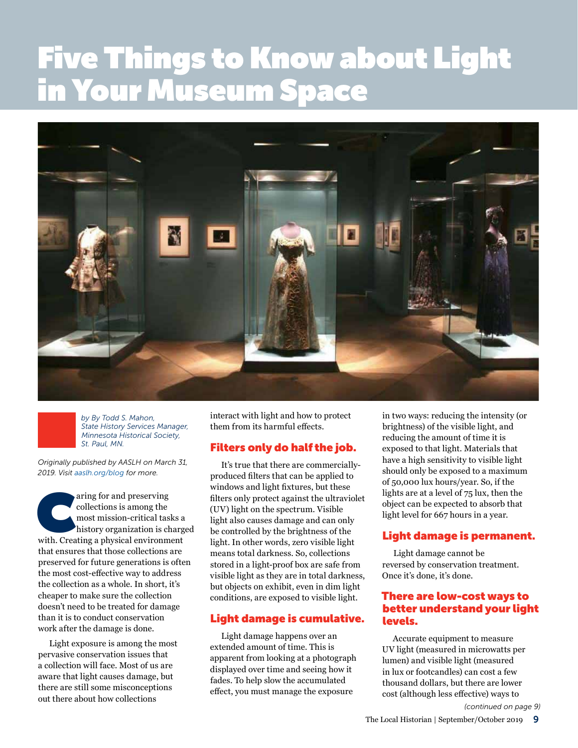# Five Things to Know about Light in Your Museum Space

*by By Todd S. Mahon, State History Services Manager, Minnesota Historical Society, St. Paul, MN.*

*Originally published by AASLH on March 31, 2019. Visit aaslh.org/blog for more.*

Caring for and preserving collections is among the most mission-critical tasks a history organization is charged with. Creating a physical environment that ensures that those collections are preserved for future generations is often the most cost-effective way to address the collection as a whole. In short, it's cheaper to make sure the collection doesn't need to be treated for damage than it is to conduct conservation work after the damage is done.

Light exposure is among the most pervasive conservation issues that a collection will face. Most of us are aware that light causes damage, but there are still some misconceptions out there about how collections interact with light and how to protect them from its harmful effects.

## Filters only do half the job.

It's true that there are commercially-produced filters that can be applied to windows and light fixtures, but these filters only protect against the ultraviolet (UV) light on the spectrum. Visible light also causes damage and can only be controlled by the brightness of the light. In other words, zero visible light means total darkness. So, collections stored in a light-proof box are safe from visible light as they are in total darkness, but objects on exhibit, even in dim light conditions, are exposed to visible light.

## Light damage is cumulative.

Light damage happens over an extended amount of time. This is apparent from looking at a photograph displayed over time and seeing how it fades. To help slow the accumulated effect, you must manage the exposure in two ways: reducing the intensity (or brightness) of the visible light, and reducing the amount of time it is exposed to that light. Materials that have a high sensitivity to visible light should only be exposed to a maximum of 50,000 lux hours/year. So, if the lights are at a level of 75 lux, then the object can be expected to absorb that light level for 667 hours in a year.

## Light damage is permanent.

Light damage cannot be reversed by conservation treatment. Once it's done, it's done.

## There are low-cost ways to better understand your light levels.

Accurate equipment to measure UV light (measured in microwatts per lumen) and visible light (measured in lux or footcandles) can cost a few thousand dollars, but there are lower cost (although less effective) ways to

*(continued on page 9)*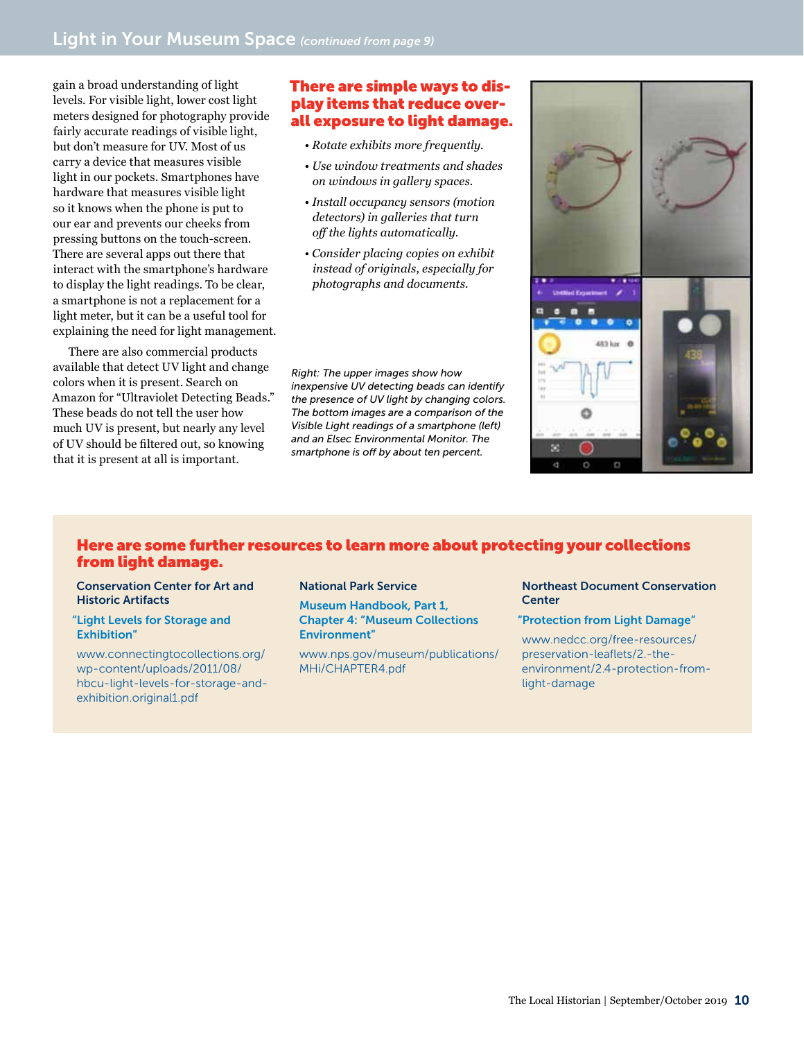## Light in Your Museum Space *(continued from page 9)*

gain a broad understanding of light levels. For visible light, lower cost light meters designed for photography provide fairly accurate readings of visible light, but don't measure for UV. Most of us carry a device that measures visible light in our pockets. Smartphones have hardware that measures visible light so it knows when the phone is put to our ear and prevents our cheeks from pressing buttons on the touch-screen. There are several apps out there that interact with the smartphone's hardware to display the light readings. To be clear, a smartphone is not a replacement for a light meter, but it can be a useful tool for explaining the need for light management.

There are also commercial products available that detect UV light and change colors when it is present. Search on Amazon for "Ultraviolet Detecting Beads." These beads do not tell the user how much UV is present, but nearly any level of UV should be filtered out, so knowing that it is present at all is important.

### There are simple ways to display items that reduce overall exposure to light damage.

- *Rotate exhibits more frequently.*
- *Use window treatments and shades on windows in gallery spaces.*
- *Install occupancy sensors (motion detectors) in galleries that turn off the lights automatically.*
- *Consider placing copies on exhibit instead of originals, especially for photographs and documents.*

*Right: The upper images show how inexpensive UV detecting beads can identify the presence of UV light by changing colors. The bottom images are a comparison of the Visible Light readings of a smartphone (left) and an Elsec Environmental Monitor. The smartphone is off by about ten percent.*

### Here are some further resources to learn more about protecting your collections from light damage.

**Conservation Center for Art and Historic Artifacts**

"Light Levels for Storage and Exhibition"

www.connectingtocollections.org/wp-content/uploads/2011/08/hbcu-light-levels-for-storage-and-exhibition.original1.pdf

**National Park Service**

Museum Handbook, Part 1, Chapter 4: "Museum Collections Environment"

www.nps.gov/museum/publications/MHi/CHAPTER4.pdf

**Northeast Document Conservation Center**

"Protection from Light Damage"

www.nedcc.org/free-resources/preservation-leaflets/2.-the-environment/2.4-protection-from-light-damage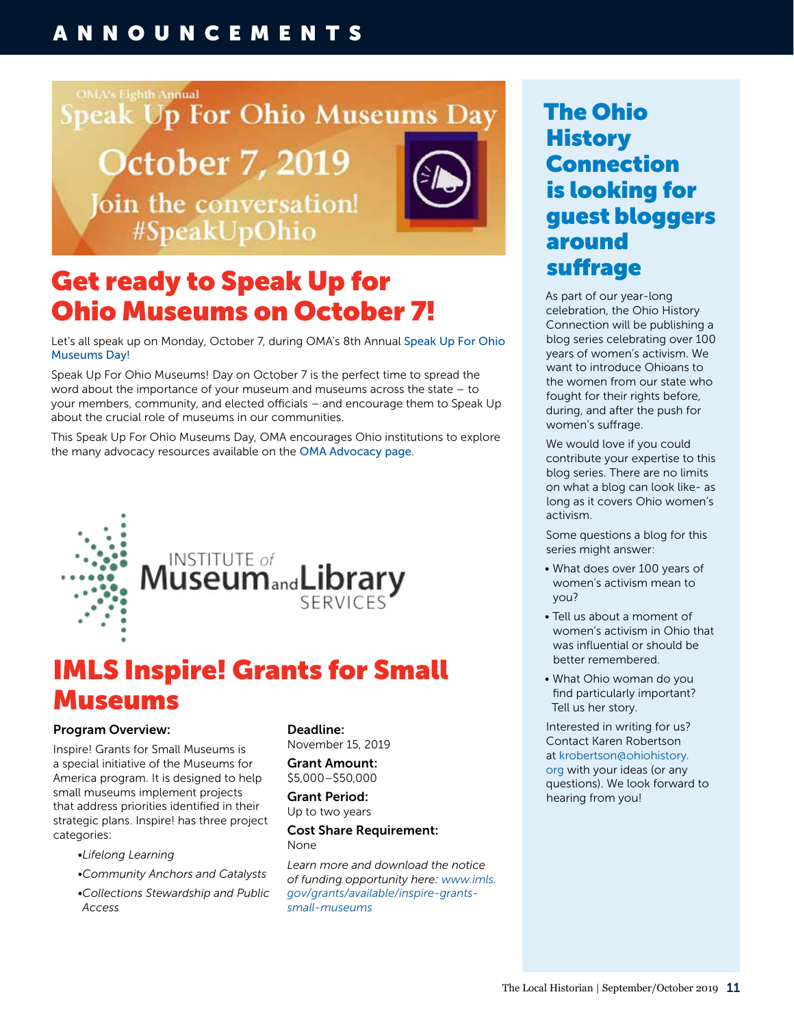# ANNOUNCEMENTS

OMA's Eighth Annual

Speak Up For Ohio Museums Day

October 7, 2019

Join the conversation!
#SpeakUpOhio

## Get ready to Speak Up for Ohio Museums on October 7!

Let's all speak up on Monday, October 7, during OMA's 8th Annual Speak Up For Ohio Museums Day!

Speak Up For Ohio Museums! Day on October 7 is the perfect time to spread the word about the importance of your museum and museums across the state – to your members, community, and elected officials – and encourage them to Speak Up about the crucial role of museums in our communities.

This Speak Up For Ohio Museums Day, OMA encourages Ohio institutions to explore the many advocacy resources available on the OMA Advocacy page.

INSTITUTE of Museum and Library SERVICES

## IMLS Inspire! Grants for Small Museums

**Program Overview:**

Inspire! Grants for Small Museums is a special initiative of the Museums for America program. It is designed to help small museums implement projects that address priorities identified in their strategic plans. Inspire! has three project categories:

- *Lifelong Learning*
- *Community Anchors and Catalysts*
- *Collections Stewardship and Public Access*

**Deadline:**
November 15, 2019

**Grant Amount:**
$5,000–$50,000

**Grant Period:**
Up to two years

**Cost Share Requirement:**
None

*Learn more and download the notice of funding opportunity here: www.imls.gov/grants/available/inspire-grants-small-museums*

## The Ohio History Connection is looking for guest bloggers around suffrage

As part of our year-long celebration, the Ohio History Connection will be publishing a blog series celebrating over 100 years of women's activism. We want to introduce Ohioans to the women from our state who fought for their rights before, during, and after the push for women's suffrage.

We would love if you could contribute your expertise to this blog series. There are no limits on what a blog can look like- as long as it covers Ohio women's activism.

Some questions a blog for this series might answer:

- What does over 100 years of women's activism mean to you?
- Tell us about a moment of women's activism in Ohio that was influential or should be better remembered.
- What Ohio woman do you find particularly important? Tell us her story.

Interested in writing for us? Contact Karen Robertson at krobertson@ohiohistory.org with your ideas (or any questions). We look forward to hearing from you!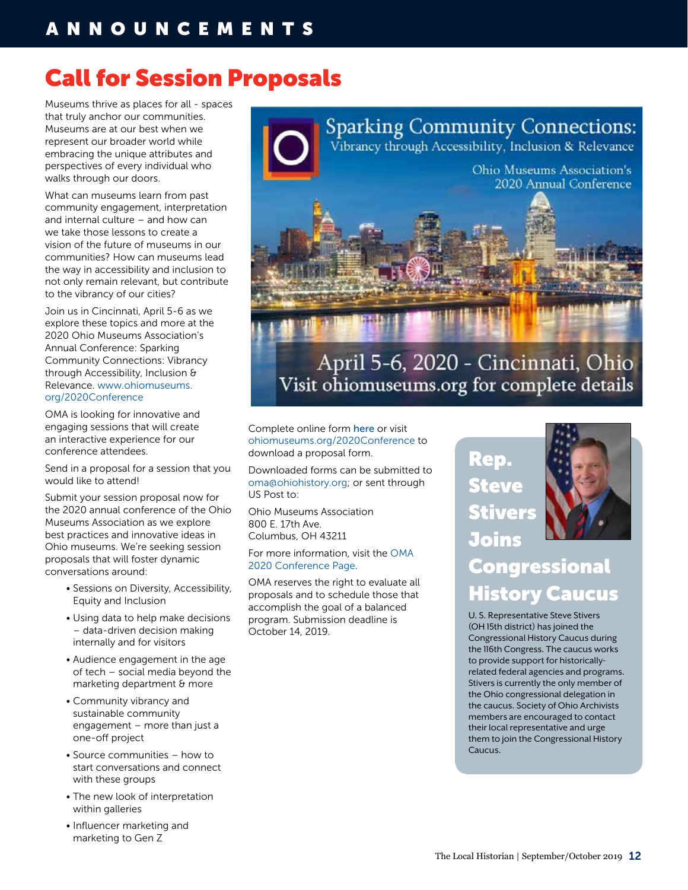# ANNOUNCEMENTS

## Call for Session Proposals

Museums thrive as places for all - spaces that truly anchor our communities. Museums are at our best when we represent our broader world while embracing the unique attributes and perspectives of every individual who walks through our doors.

What can museums learn from past community engagement, interpretation and internal culture – and how can we take those lessons to create a vision of the future of museums in our communities? How can museums lead the way in accessibility and inclusion to not only remain relevant, but contribute to the vibrancy of our cities?

Join us in Cincinnati, April 5-6 as we explore these topics and more at the 2020 Ohio Museums Association's Annual Conference: Sparking Community Connections: Vibrancy through Accessibility, Inclusion & Relevance. www.ohiomuseums.org/2020Conference

OMA is looking for innovative and engaging sessions that will create an interactive experience for our conference attendees.

Send in a proposal for a session that you would like to attend!

Submit your session proposal now for the 2020 annual conference of the Ohio Museums Association as we explore best practices and innovative ideas in Ohio museums. We're seeking session proposals that will foster dynamic conversations around:

- Sessions on Diversity, Accessibility, Equity and Inclusion
- Using data to help make decisions – data-driven decision making internally and for visitors
- Audience engagement in the age of tech – social media beyond the marketing department & more
- Community vibrancy and sustainable community engagement – more than just a one-off project
- Source communities – how to start conversations and connect with these groups
- The new look of interpretation within galleries
- Influencer marketing and marketing to Gen Z

Sparking Community Connections: Vibrancy through Accessibility, Inclusion & Relevance

Ohio Museums Association's 2020 Annual Conference

April 5-6, 2020 - Cincinnati, Ohio
Visit ohiomuseums.org for complete details

Complete online form here or visit ohiomuseums.org/2020Conference to download a proposal form.

Downloaded forms can be submitted to oma@ohiohistory.org; or sent through US Post to:

Ohio Museums Association
800 E. 17th Ave.
Columbus, OH 43211

For more information, visit the OMA 2020 Conference Page.

OMA reserves the right to evaluate all proposals and to schedule those that accomplish the goal of a balanced program. Submission deadline is October 14, 2019.

## Rep. Steve Stivers Joins Congressional History Caucus

U. S. Representative Steve Stivers (OH 15th district) has joined the Congressional History Caucus during the 116th Congress. The caucus works to provide support for historically-related federal agencies and programs. Stivers is currently the only member of the Ohio congressional delegation in the caucus. Society of Ohio Archivists members are encouraged to contact their local representative and urge them to join the Congressional History Caucus.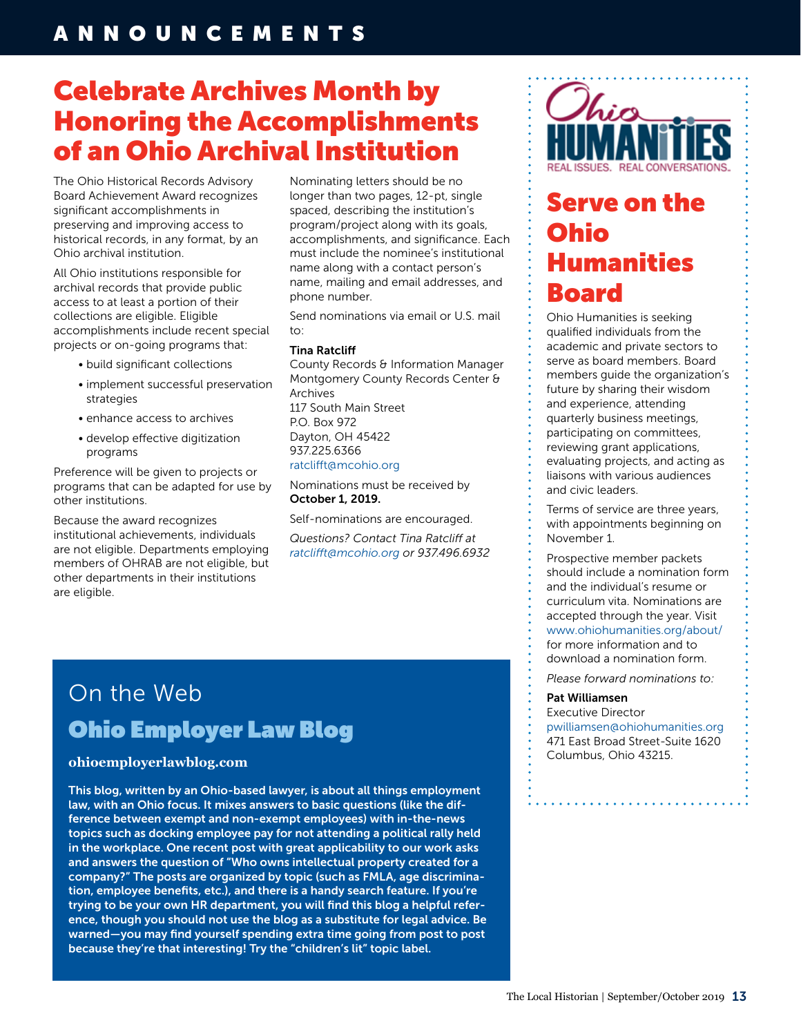# ANNOUNCEMENTS

## Celebrate Archives Month by Honoring the Accomplishments of an Ohio Archival Institution

The Ohio Historical Records Advisory Board Achievement Award recognizes significant accomplishments in preserving and improving access to historical records, in any format, by an Ohio archival institution.

All Ohio institutions responsible for archival records that provide public access to at least a portion of their collections are eligible. Eligible accomplishments include recent special projects or on-going programs that:

- build significant collections
- implement successful preservation strategies
- enhance access to archives
- develop effective digitization programs

Preference will be given to projects or programs that can be adapted for use by other institutions.

Because the award recognizes institutional achievements, individuals are not eligible. Departments employing members of OHRAB are not eligible, but other departments in their institutions are eligible.

Nominating letters should be no longer than two pages, 12-pt, single spaced, describing the institution's program/project along with its goals, accomplishments, and significance. Each must include the nominee's institutional name along with a contact person's name, mailing and email addresses, and phone number.

Send nominations via email or U.S. mail to:

**Tina Ratcliff**
County Records & Information Manager
Montgomery County Records Center & Archives
117 South Main Street
P.O. Box 972
Dayton, OH 45422
937.225.6366
ratclifft@mcohio.org

Nominations must be received by **October 1, 2019.**

Self-nominations are encouraged.

*Questions? Contact Tina Ratcliff at ratclifft@mcohio.org or 937.496.6932*

## Serve on the Ohio Humanities Board

Ohio Humanities — REAL ISSUES. REAL CONVERSATIONS.

Ohio Humanities is seeking qualified individuals from the academic and private sectors to serve as board members. Board members guide the organization's future by sharing their wisdom and experience, attending quarterly business meetings, participating on committees, reviewing grant applications, evaluating projects, and acting as liaisons with various audiences and civic leaders.

Terms of service are three years, with appointments beginning on November 1.

Prospective member packets should include a nomination form and the individual's resume or curriculum vita. Nominations are accepted through the year. Visit www.ohiohumanities.org/about/ for more information and to download a nomination form.

*Please forward nominations to:*

**Pat Williamsen**
Executive Director
pwilliamsen@ohiohumanities.org
471 East Broad Street-Suite 1620
Columbus, Ohio 43215.

## On the Web

### Ohio Employer Law Blog

**ohioemployerlawblog.com**

**This blog, written by an Ohio-based lawyer, is about all things employment law, with an Ohio focus. It mixes answers to basic questions (like the difference between exempt and non-exempt employees) with in-the-news topics such as docking employee pay for not attending a political rally held in the workplace. One recent post with great applicability to our work asks and answers the question of "Who owns intellectual property created for a company?" The posts are organized by topic (such as FMLA, age discrimination, employee benefits, etc.), and there is a handy search feature. If you're trying to be your own HR department, you will find this blog a helpful reference, though you should not use the blog as a substitute for legal advice. Be warned—you may find yourself spending extra time going from post to post because they're that interesting! Try the "children's lit" topic label.**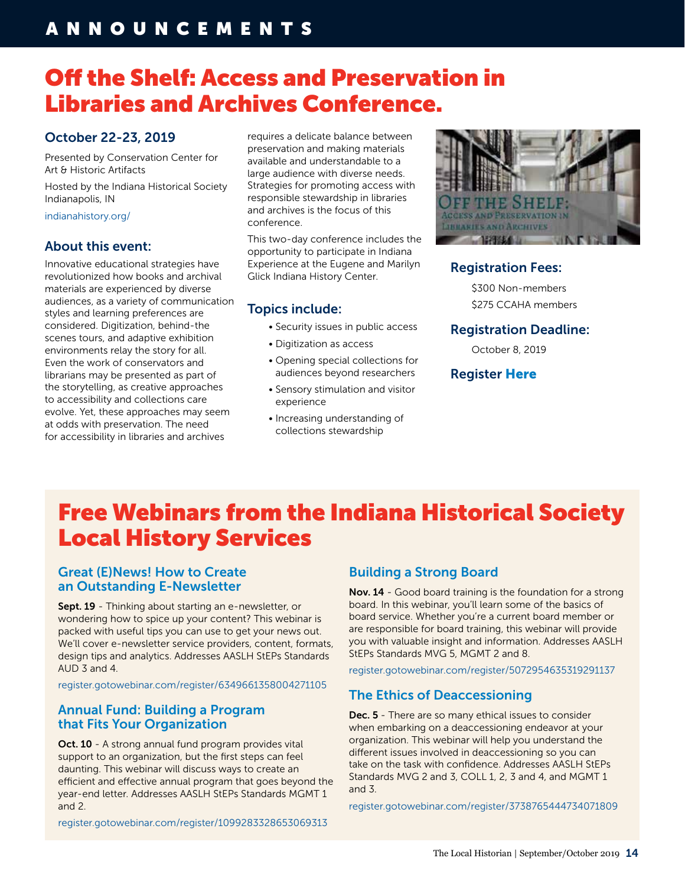# ANNOUNCEMENTS

## Off the Shelf: Access and Preservation in Libraries and Archives Conference.

### October 22-23, 2019

Presented by Conservation Center for Art & Historic Artifacts

Hosted by the Indiana Historical Society Indianapolis, IN

indianahistory.org/

### About this event:

Innovative educational strategies have revolutionized how books and archival materials are experienced by diverse audiences, as a variety of communication styles and learning preferences are considered. Digitization, behind-the scenes tours, and adaptive exhibition environments relay the story for all. Even the work of conservators and librarians may be presented as part of the storytelling, as creative approaches to accessibility and collections care evolve. Yet, these approaches may seem at odds with preservation. The need for accessibility in libraries and archives requires a delicate balance between preservation and making materials available and understandable to a large audience with diverse needs. Strategies for promoting access with responsible stewardship in libraries and archives is the focus of this conference.

This two-day conference includes the opportunity to participate in Indiana Experience at the Eugene and Marilyn Glick Indiana History Center.

### Topics include:

- Security issues in public access
- Digitization as access
- Opening special collections for audiences beyond researchers
- Sensory stimulation and visitor experience
- Increasing understanding of collections stewardship

### Registration Fees:

$300 Non-members

$275 CCAHA members

### Registration Deadline:

October 8, 2019

### Register **Here**

## Free Webinars from the Indiana Historical Society Local History Services

### Great (E)News! How to Create an Outstanding E-Newsletter

**Sept. 19** - Thinking about starting an e-newsletter, or wondering how to spice up your content? This webinar is packed with useful tips you can use to get your news out. We'll cover e-newsletter service providers, content, formats, design tips and analytics. Addresses AASLH StEPs Standards AUD 3 and 4.

register.gotowebinar.com/register/6349661358004271105

### Annual Fund: Building a Program that Fits Your Organization

**Oct. 10** - A strong annual fund program provides vital support to an organization, but the first steps can feel daunting. This webinar will discuss ways to create an efficient and effective annual program that goes beyond the year-end letter. Addresses AASLH StEPs Standards MGMT 1 and 2.

register.gotowebinar.com/register/1099283328653069313

### Building a Strong Board

**Nov. 14** - Good board training is the foundation for a strong board. In this webinar, you'll learn some of the basics of board service. Whether you're a current board member or are responsible for board training, this webinar will provide you with valuable insight and information. Addresses AASLH StEPs Standards MVG 5, MGMT 2 and 8.

register.gotowebinar.com/register/5072954635319291137

### The Ethics of Deaccessioning

**Dec. 5** - There are so many ethical issues to consider when embarking on a deaccessioning endeavor at your organization. This webinar will help you understand the different issues involved in deaccessioning so you can take on the task with confidence. Addresses AASLH StEPs Standards MVG 2 and 3, COLL 1, 2, 3 and 4, and MGMT 1 and 3.

register.gotowebinar.com/register/3738765444734071809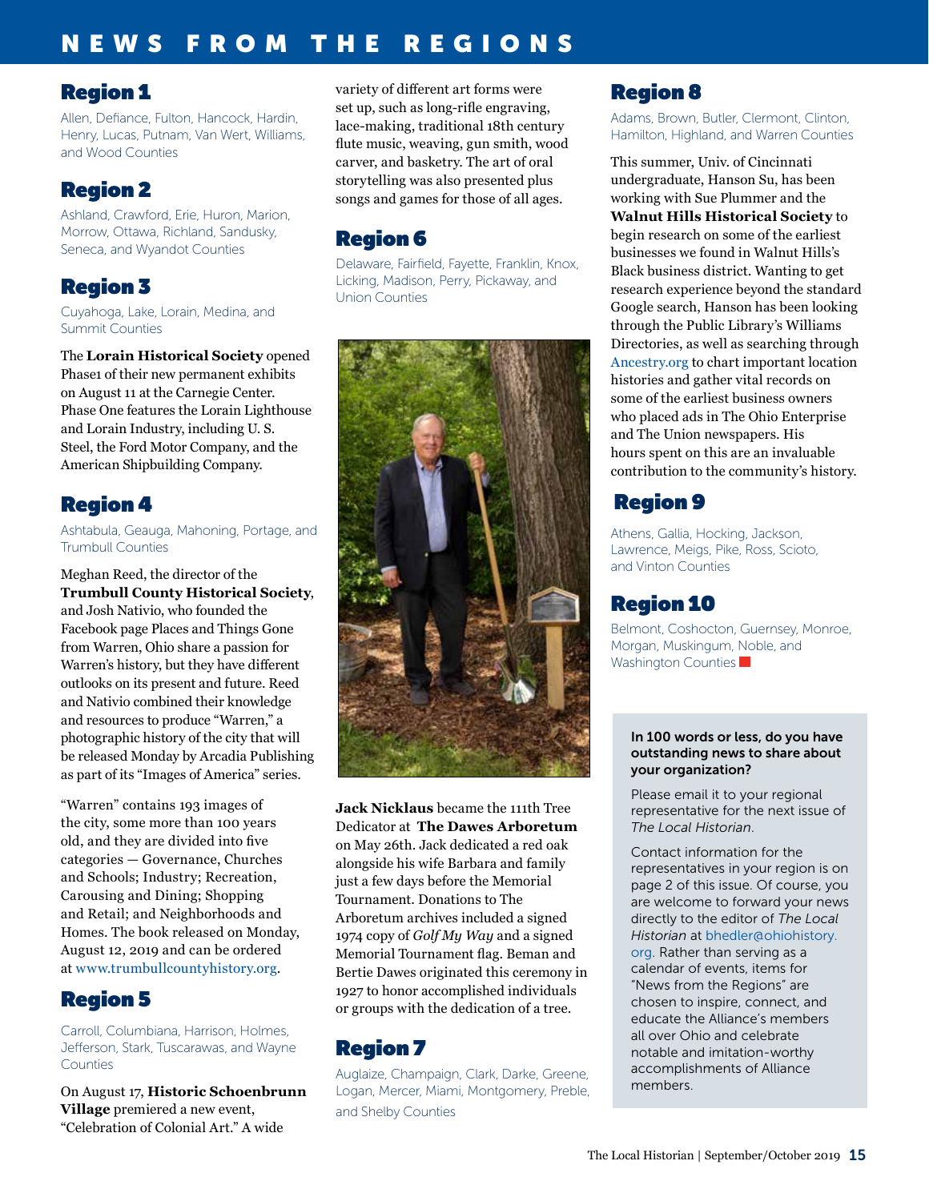# NEWS FROM THE REGIONS

## Region 1

Allen, Defiance, Fulton, Hancock, Hardin, Henry, Lucas, Putnam, Van Wert, Williams, and Wood Counties

## Region 2

Ashland, Crawford, Erie, Huron, Marion, Morrow, Ottawa, Richland, Sandusky, Seneca, and Wyandot Counties

## Region 3

Cuyahoga, Lake, Lorain, Medina, and Summit Counties

The **Lorain Historical Society** opened Phase1 of their new permanent exhibits on August 11 at the Carnegie Center. Phase One features the Lorain Lighthouse and Lorain Industry, including U. S. Steel, the Ford Motor Company, and the American Shipbuilding Company.

## Region 4

Ashtabula, Geauga, Mahoning, Portage, and Trumbull Counties

Meghan Reed, the director of the **Trumbull County Historical Society**, and Josh Nativio, who founded the Facebook page Places and Things Gone from Warren, Ohio share a passion for Warren's history, but they have different outlooks on its present and future. Reed and Nativio combined their knowledge and resources to produce "Warren," a photographic history of the city that will be released Monday by Arcadia Publishing as part of its "Images of America" series.

"Warren" contains 193 images of the city, some more than 100 years old, and they are divided into five categories — Governance, Churches and Schools; Industry; Recreation, Carousing and Dining; Shopping and Retail; and Neighborhoods and Homes. The book released on Monday, August 12, 2019 and can be ordered at www.trumbullcountyhistory.org.

## Region 5

Carroll, Columbiana, Harrison, Holmes, Jefferson, Stark, Tuscarawas, and Wayne Counties

On August 17, **Historic Schoenbrunn Village** premiered a new event, "Celebration of Colonial Art." A wide variety of different art forms were set up, such as long-rifle engraving, lace-making, traditional 18th century flute music, weaving, gun smith, wood carver, and basketry. The art of oral storytelling was also presented plus songs and games for those of all ages.

## Region 6

Delaware, Fairfield, Fayette, Franklin, Knox, Licking, Madison, Perry, Pickaway, and Union Counties

**Jack Nicklaus** became the 111th Tree Dedicator at **The Dawes Arboretum** on May 26th. Jack dedicated a red oak alongside his wife Barbara and family just a few days before the Memorial Tournament. Donations to The Arboretum archives included a signed 1974 copy of *Golf My Way* and a signed Memorial Tournament flag. Beman and Bertie Dawes originated this ceremony in 1927 to honor accomplished individuals or groups with the dedication of a tree.

## Region 7

Auglaize, Champaign, Clark, Darke, Greene, Logan, Mercer, Miami, Montgomery, Preble, and Shelby Counties

## Region 8

Adams, Brown, Butler, Clermont, Clinton, Hamilton, Highland, and Warren Counties

This summer, Univ. of Cincinnati undergraduate, Hanson Su, has been working with Sue Plummer and the **Walnut Hills Historical Society** to begin research on some of the earliest businesses we found in Walnut Hills's Black business district. Wanting to get research experience beyond the standard Google search, Hanson has been looking through the Public Library's Williams Directories, as well as searching through Ancestry.org to chart important location histories and gather vital records on some of the earliest business owners who placed ads in The Ohio Enterprise and The Union newspapers. His hours spent on this are an invaluable contribution to the community's history.

## Region 9

Athens, Gallia, Hocking, Jackson, Lawrence, Meigs, Pike, Ross, Scioto, and Vinton Counties

## Region 10

Belmont, Coshocton, Guernsey, Monroe, Morgan, Muskingum, Noble, and Washington Counties

**In 100 words or less, do you have outstanding news to share about your organization?**

Please email it to your regional representative for the next issue of *The Local Historian*.

Contact information for the representatives in your region is on page 2 of this issue. Of course, you are welcome to forward your news directly to the editor of *The Local Historian* at bhedler@ohiohistory.org. Rather than serving as a calendar of events, items for "News from the Regions" are chosen to inspire, connect, and educate the Alliance's members all over Ohio and celebrate notable and imitation-worthy accomplishments of Alliance members.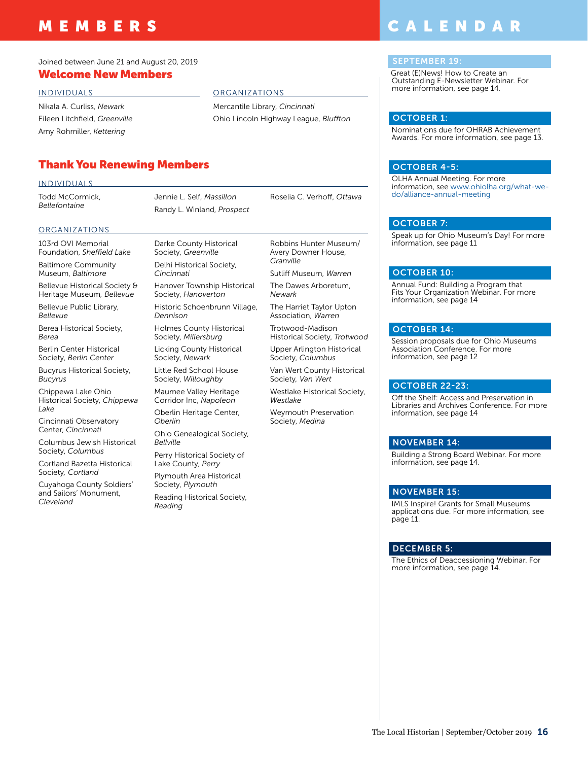# MEMBERS

Joined between June 21 and August 20, 2019

## Welcome New Members

### INDIVIDUALS

Nikala A. Curliss, *Newark*

Eileen Litchfield, *Greenville*

Amy Rohmiller, *Kettering*

### ORGANIZATIONS

Mercantile Library, *Cincinnati*

Ohio Lincoln Highway League, *Bluffton*

## Thank You Renewing Members

### INDIVIDUALS

Todd McCormick, *Bellefontaine*

Jennie L. Self, *Massillon*

Randy L. Winland, *Prospect*

Roselia C. Verhoff, *Ottawa*

### ORGANIZATIONS

103rd OVI Memorial Foundation, *Sheffield Lake*

Baltimore Community Museum, *Baltimore*

Bellevue Historical Society & Heritage Museum, *Bellevue*

Bellevue Public Library, *Bellevue*

Berea Historical Society, *Berea*

Berlin Center Historical Society, *Berlin Center*

Bucyrus Historical Society, *Bucyrus*

Chippewa Lake Ohio Historical Society, *Chippewa Lake*

Cincinnati Observatory Center, *Cincinnati*

Columbus Jewish Historical Society, *Columbus*

Cortland Bazetta Historical Society, *Cortland*

Cuyahoga County Soldiers' and Sailors' Monument, *Cleveland*

Darke County Historical Society, *Greenville*

Delhi Historical Society, *Cincinnati*

Hanover Township Historical Society, *Hanoverton*

Historic Schoenbrunn Village, *Dennison*

Holmes County Historical Society, *Millersburg*

Licking County Historical Society, *Newark*

Little Red School House Society, *Willoughby*

Maumee Valley Heritage Corridor Inc, *Napoleon*

Oberlin Heritage Center, *Oberlin*

Ohio Genealogical Society, *Bellville*

Perry Historical Society of Lake County, *Perry*

Plymouth Area Historical Society, *Plymouth*

Reading Historical Society, *Reading*

Robbins Hunter Museum/ Avery Downer House, *Granville*

Sutliff Museum, *Warren*

The Dawes Arboretum, *Newark*

The Harriet Taylor Upton Association, *Warren*

Trotwood-Madison Historical Society, *Trotwood*

Upper Arlington Historical Society, *Columbus*

Van Wert County Historical Society, *Van Wert*

Westlake Historical Society, *Westlake*

Weymouth Preservation Society, *Medina*

# CALENDAR

**SEPTEMBER 19:**
Great (E)News! How to Create an Outstanding E-Newsletter Webinar. For more information, see page 14.

**OCTOBER 1:**
Nominations due for OHRAB Achievement Awards. For more information, see page 13.

**OCTOBER 4-5:**
OLHA Annual Meeting. For more information, see www.ohiolha.org/what-we-do/alliance-annual-meeting

**OCTOBER 7:**
Speak up for Ohio Museum's Day! For more information, see page 11

**OCTOBER 10:**
Annual Fund: Building a Program that Fits Your Organization Webinar. For more information, see page 14

**OCTOBER 14:**
Session proposals due for Ohio Museums Association Conference. For more information, see page 12

**OCTOBER 22-23:**
Off the Shelf: Access and Preservation in Libraries and Archives Conference. For more information, see page 14

**NOVEMBER 14:**
Building a Strong Board Webinar. For more information, see page 14.

**NOVEMBER 15:**
IMLS Inspire! Grants for Small Museums applications due. For more information, see page 11.

**DECEMBER 5:**
The Ethics of Deaccessioning Webinar. For more information, see page 14.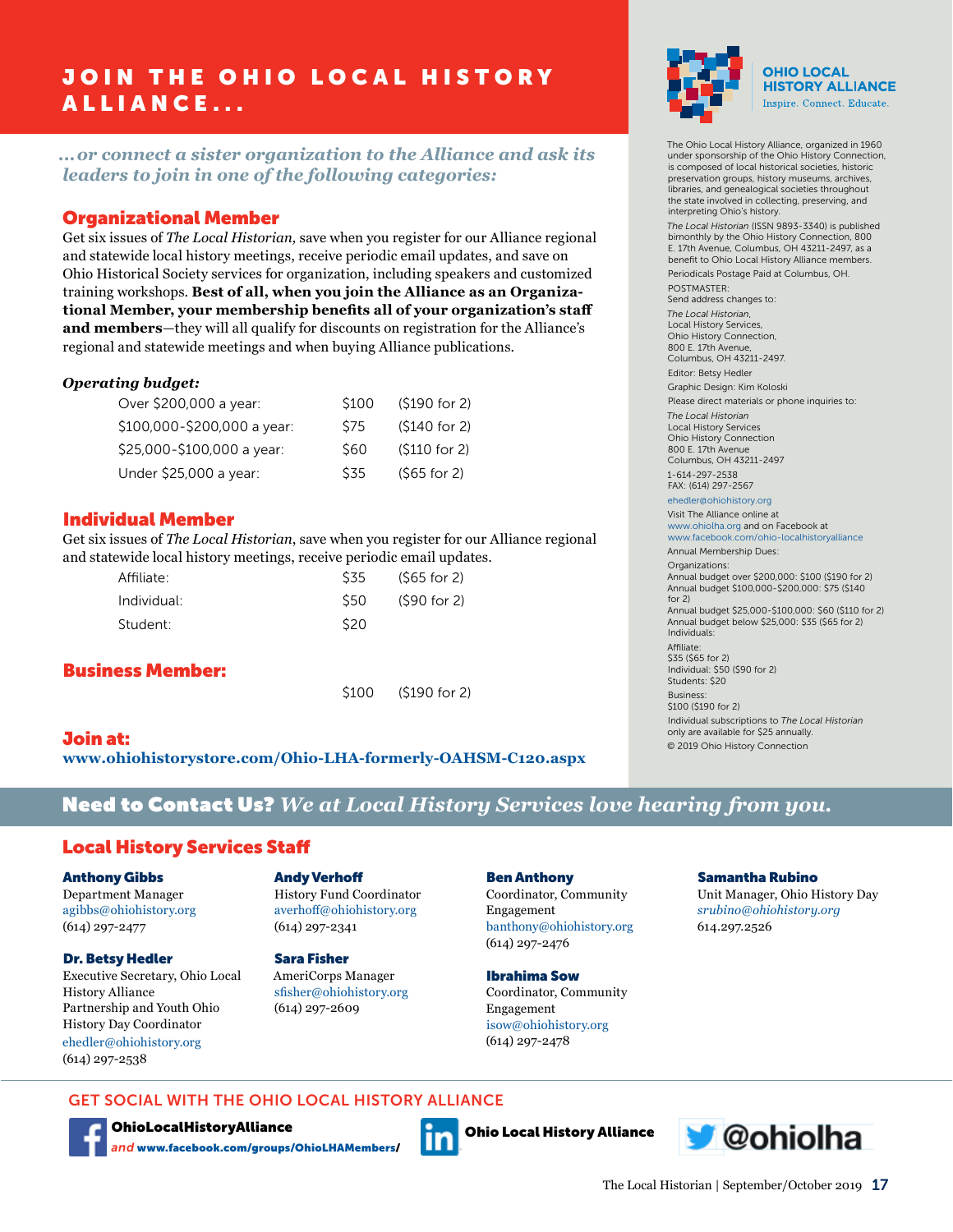# JOIN THE OHIO LOCAL HISTORY ALLIANCE...

*...or connect a sister organization to the Alliance and ask its leaders to join in one of the following categories:*

## Organizational Member

Get six issues of *The Local Historian,* save when you register for our Alliance regional and statewide local history meetings, receive periodic email updates, and save on Ohio Historical Society services for organization, including speakers and customized training workshops. **Best of all, when you join the Alliance as an Organizational Member, your membership benefits all of your organization's staff and members**—they will all qualify for discounts on registration for the Alliance's regional and statewide meetings and when buying Alliance publications.

***Operating budget:***

| | | |
|---|---|---|
| Over $200,000 a year: | $100 | ($190 for 2) |
| $100,000-$200,000 a year: | $75 | ($140 for 2) |
| $25,000-$100,000 a year: | $60 | ($110 for 2) |
| Under $25,000 a year: | $35 | ($65 for 2) |

## Individual Member

Get six issues of *The Local Historian*, save when you register for our Alliance regional and statewide local history meetings, receive periodic email updates.

| | | |
|---|---|---|
| Affiliate: | $35 | ($65 for 2) |
| Individual: | $50 | ($90 for 2) |
| Student: | $20 | |

## Business Member:

$100 ($190 for 2)

## Join at:

**www.ohiohistorystore.com/Ohio-LHA-formerly-OAHSM-C120.aspx**

OHIO LOCAL HISTORY ALLIANCE
Inspire. Connect. Educate.

The Ohio Local History Alliance, organized in 1960 under sponsorship of the Ohio History Connection, is composed of local historical societies, historic preservation groups, history museums, archives, libraries, and genealogical societies throughout the state involved in collecting, preserving, and interpreting Ohio's history.

*The Local Historian* (ISSN 9893-3340) is published bimonthly by the Ohio History Connection, 800 E. 17th Avenue, Columbus, OH 43211-2497, as a benefit to Ohio Local History Alliance members.

Periodicals Postage Paid at Columbus, OH.

POSTMASTER:
Send address changes to:

*The Local Historian*,
Local History Services,
Ohio History Connection,
800 E. 17th Avenue,
Columbus, OH 43211-2497.

Editor: Betsy Hedler

Graphic Design: Kim Koloski

Please direct materials or phone inquiries to:

*The Local Historian*
Local History Services
Ohio History Connection
800 E. 17th Avenue
Columbus, OH 43211-2497

1-614-297-2538
FAX: (614) 297-2567

ehedler@ohiohistory.org

Visit The Alliance online at www.ohiolha.org and on Facebook at www.facebook.com/ohio-localhistoryalliance

Annual Membership Dues:

Organizations:
Annual budget over $200,000: $100 ($190 for 2)
Annual budget $100,000-$200,000: $75 ($140 for 2)
Annual budget $25,000-$100,000: $60 ($110 for 2)
Annual budget below $25,000: $35 ($65 for 2)
Individuals:

Affiliate:
$35 ($65 for 2)
Individual: $50 ($90 for 2)
Students: $20

Business:
$100 ($190 for 2)

Individual subscriptions to *The Local Historian* only are available for $25 annually.

© 2019 Ohio History Connection

## Need to Contact Us? *We at Local History Services love hearing from you.*

### Local History Services Staff

**Anthony Gibbs**
Department Manager
agibbs@ohiohistory.org
(614) 297-2477

**Dr. Betsy Hedler**
Executive Secretary, Ohio Local History Alliance Partnership and Youth Ohio History Day Coordinator
ehedler@ohiohistory.org
(614) 297-2538

**Andy Verhoff**
History Fund Coordinator
averhoff@ohiohistory.org
(614) 297-2341

**Sara Fisher**
AmeriCorps Manager
sfisher@ohiohistory.org
(614) 297-2609

**Ben Anthony**
Coordinator, Community Engagement
banthony@ohiohistory.org
(614) 297-2476

**Ibrahima Sow**
Coordinator, Community Engagement
isow@ohiohistory.org
(614) 297-2478

**Samantha Rubino**
Unit Manager, Ohio History Day
*srubino@ohiohistory.org*
614.297.2526

## GET SOCIAL WITH THE OHIO LOCAL HISTORY ALLIANCE

**OhioLocalHistoryAlliance**
*and* **www.facebook.com/groups/OhioLHAMembers/**

**Ohio Local History Alliance**

**@ohiolha**